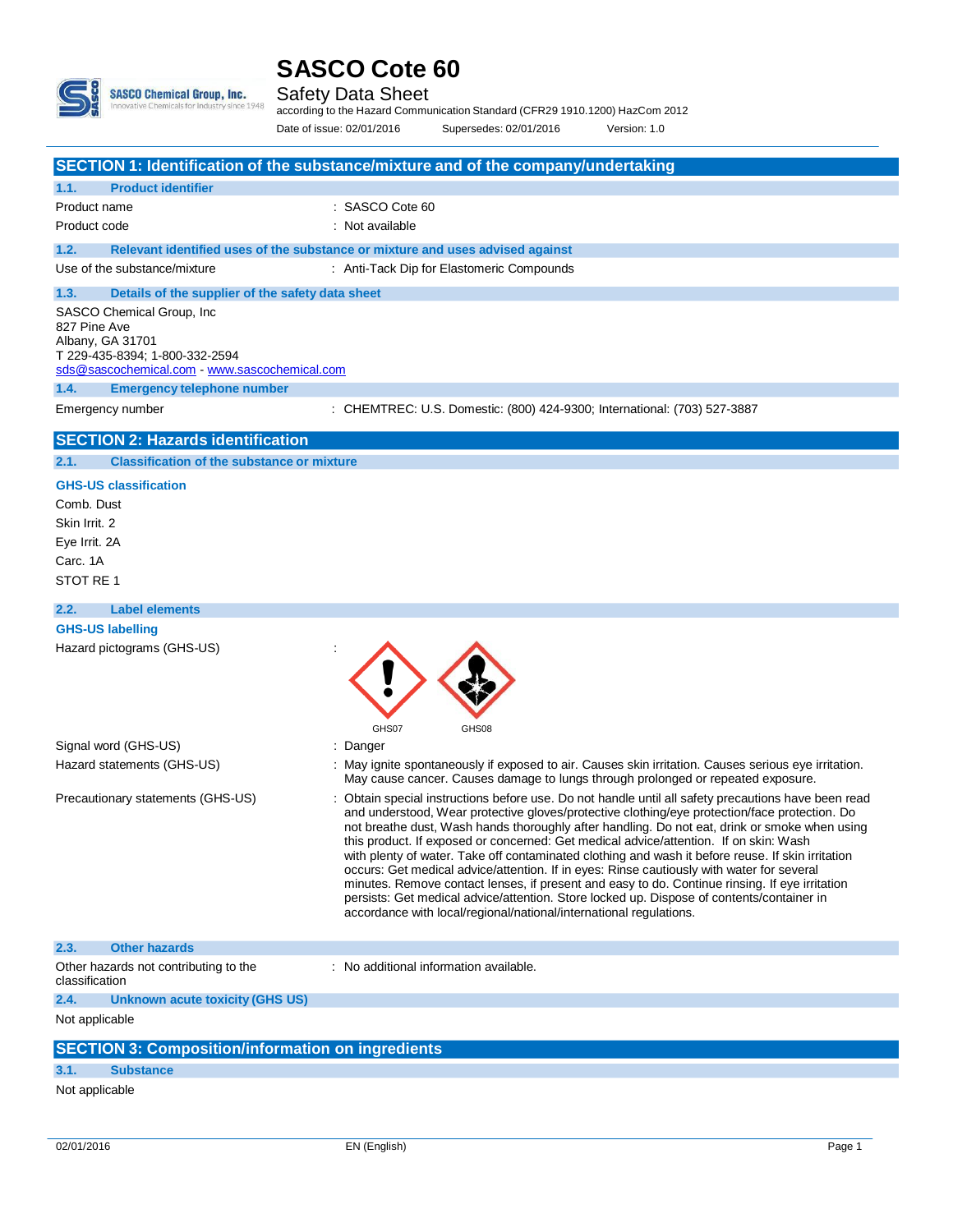# SASCO Cote 60

Safety Data Sheet

according to the Hazard Communication Standard (CFR29 1910.1200) HazCom 2012

Date of issue: 02/01/2016 Supersedes: 02/01/2016 Version: 1.0

## SECTION 1: Identification of the substance/mixture and of the company/undertaking

### 1.1. Product identifier

Product name : SASCO Cote 60

Product code : Not available

### 1.2. Relevant identified uses of the substance or mixture and uses advised against

Use of the substance/mixture : Anti-Tack Dip for Elastomeric Compounds

### 1.3. Details of the supplier of the safety data sheet

SASCO Chemical Group, Inc
827 Pine Ave
Albany, GA 31701
T 229-435-8394; 1-800-332-2594
sds@sascochemical.com - www.sascochemical.com

### 1.4. Emergency telephone number

Emergency number : CHEMTREC: U.S. Domestic: (800) 424-9300; International: (703) 527-3887

## SECTION 2: Hazards identification

### 2.1. Classification of the substance or mixture

**GHS-US classification**

Comb. Dust

Skin Irrit. 2

Eye Irrit. 2A

Carc. 1A

STOT RE 1

### 2.2. Label elements

**GHS-US labelling**

Hazard pictograms (GHS-US) : GHS07 GHS08

Signal word (GHS-US) : Danger

Hazard statements (GHS-US) : May ignite spontaneously if exposed to air. Causes skin irritation. Causes serious eye irritation. May cause cancer. Causes damage to lungs through prolonged or repeated exposure.

Precautionary statements (GHS-US) : Obtain special instructions before use. Do not handle until all safety precautions have been read and understood, Wear protective gloves/protective clothing/eye protection/face protection. Do not breathe dust, Wash hands thoroughly after handling. Do not eat, drink or smoke when using this product. If exposed or concerned: Get medical advice/attention. If on skin: Wash with plenty of water. Take off contaminated clothing and wash it before reuse. If skin irritation occurs: Get medical advice/attention. If in eyes: Rinse cautiously with water for several minutes. Remove contact lenses, if present and easy to do. Continue rinsing. If eye irritation persists: Get medical advice/attention. Store locked up. Dispose of contents/container in accordance with local/regional/national/international regulations.

### 2.3. Other hazards

Other hazards not contributing to the classification : No additional information available.

### 2.4. Unknown acute toxicity (GHS US)

Not applicable

## SECTION 3: Composition/information on ingredients

### 3.1. Substance

Not applicable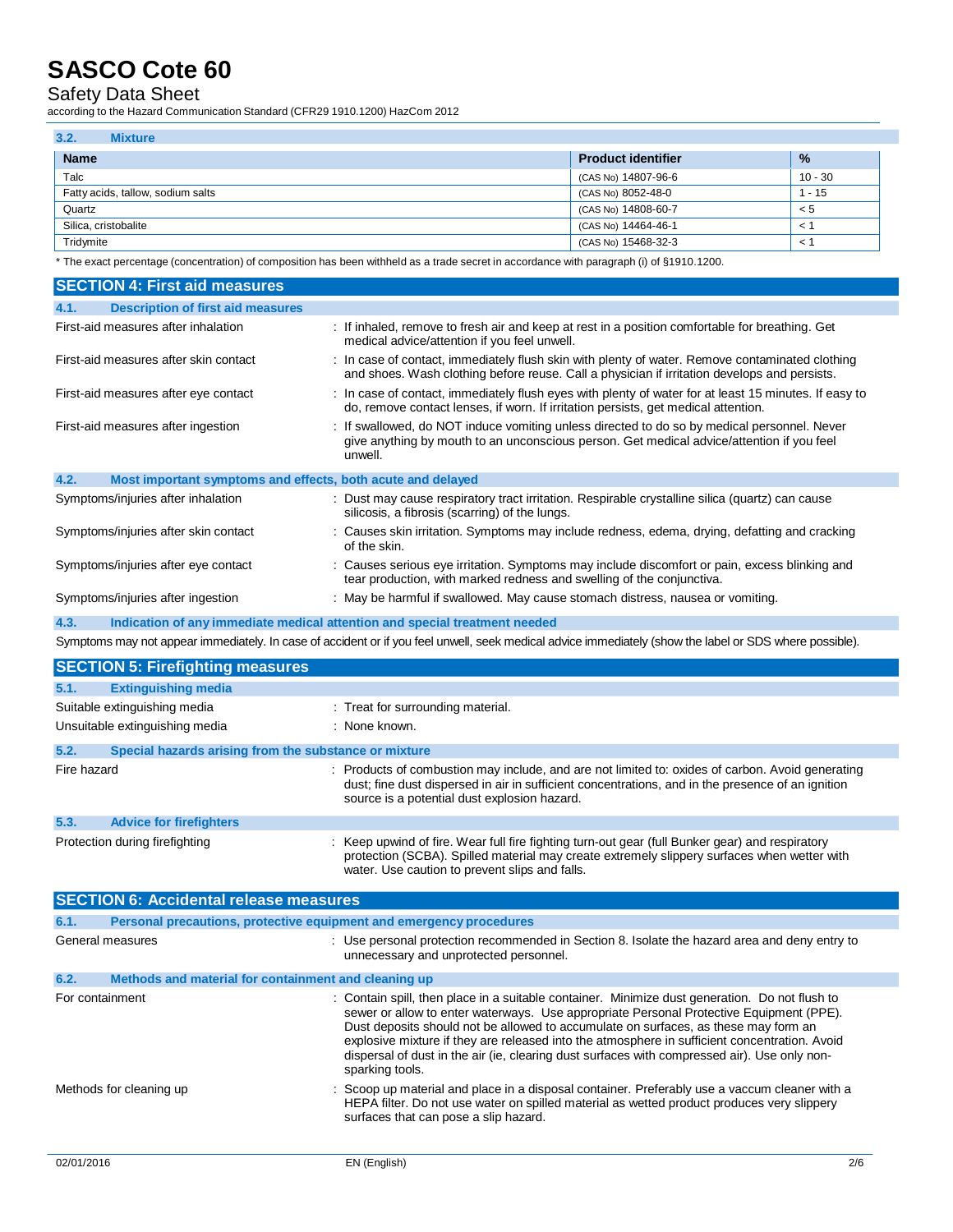### 3.2. Mixture

| Name | Product identifier | % |
|---|---|---|
| Talc | (CAS No) 14807-96-6 | 10 - 30 |
| Fatty acids, tallow, sodium salts | (CAS No) 8052-48-0 | 1 - 15 |
| Quartz | (CAS No) 14808-60-7 | < 5 |
| Silica, cristobalite | (CAS No) 14464-46-1 | < 1 |
| Tridymite | (CAS No) 15468-32-3 | < 1 |

* The exact percentage (concentration) of composition has been withheld as a trade secret in accordance with paragraph (i) of §1910.1200.

## SECTION 4: First aid measures

### 4.1. Description of first aid measures

First-aid measures after inhalation : If inhaled, remove to fresh air and keep at rest in a position comfortable for breathing. Get medical advice/attention if you feel unwell.

First-aid measures after skin contact : In case of contact, immediately flush skin with plenty of water. Remove contaminated clothing and shoes. Wash clothing before reuse. Call a physician if irritation develops and persists.

First-aid measures after eye contact : In case of contact, immediately flush eyes with plenty of water for at least 15 minutes. If easy to do, remove contact lenses, if worn. If irritation persists, get medical attention.

First-aid measures after ingestion : If swallowed, do NOT induce vomiting unless directed to do so by medical personnel. Never give anything by mouth to an unconscious person. Get medical advice/attention if you feel unwell.

### 4.2. Most important symptoms and effects, both acute and delayed

Symptoms/injuries after inhalation : Dust may cause respiratory tract irritation. Respirable crystalline silica (quartz) can cause silicosis, a fibrosis (scarring) of the lungs.

Symptoms/injuries after skin contact : Causes skin irritation. Symptoms may include redness, edema, drying, defatting and cracking of the skin.

Symptoms/injuries after eye contact : Causes serious eye irritation. Symptoms may include discomfort or pain, excess blinking and tear production, with marked redness and swelling of the conjunctiva.

Symptoms/injuries after ingestion : May be harmful if swallowed. May cause stomach distress, nausea or vomiting.

### 4.3. Indication of any immediate medical attention and special treatment needed

Symptoms may not appear immediately. In case of accident or if you feel unwell, seek medical advice immediately (show the label or SDS where possible).

## SECTION 5: Firefighting measures

### 5.1. Extinguishing media

Suitable extinguishing media : Treat for surrounding material.

Unsuitable extinguishing media : None known.

### 5.2. Special hazards arising from the substance or mixture

Fire hazard : Products of combustion may include, and are not limited to: oxides of carbon. Avoid generating dust; fine dust dispersed in air in sufficient concentrations, and in the presence of an ignition source is a potential dust explosion hazard.

### 5.3. Advice for firefighters

Protection during firefighting : Keep upwind of fire. Wear full fire fighting turn-out gear (full Bunker gear) and respiratory protection (SCBA). Spilled material may create extremely slippery surfaces when wetter with water. Use caution to prevent slips and falls.

## SECTION 6: Accidental release measures

### 6.1. Personal precautions, protective equipment and emergency procedures

General measures : Use personal protection recommended in Section 8. Isolate the hazard area and deny entry to unnecessary and unprotected personnel.

### 6.2. Methods and material for containment and cleaning up

For containment : Contain spill, then place in a suitable container. Minimize dust generation. Do not flush to sewer or allow to enter waterways. Use appropriate Personal Protective Equipment (PPE). Dust deposits should not be allowed to accumulate on surfaces, as these may form an explosive mixture if they are released into the atmosphere in sufficient concentration. Avoid dispersal of dust in the air (ie, clearing dust surfaces with compressed air). Use only non-sparking tools.

Methods for cleaning up : Scoop up material and place in a disposal container. Preferably use a vaccum cleaner with a HEPA filter. Do not use water on spilled material as wetted product produces very slippery surfaces that can pose a slip hazard.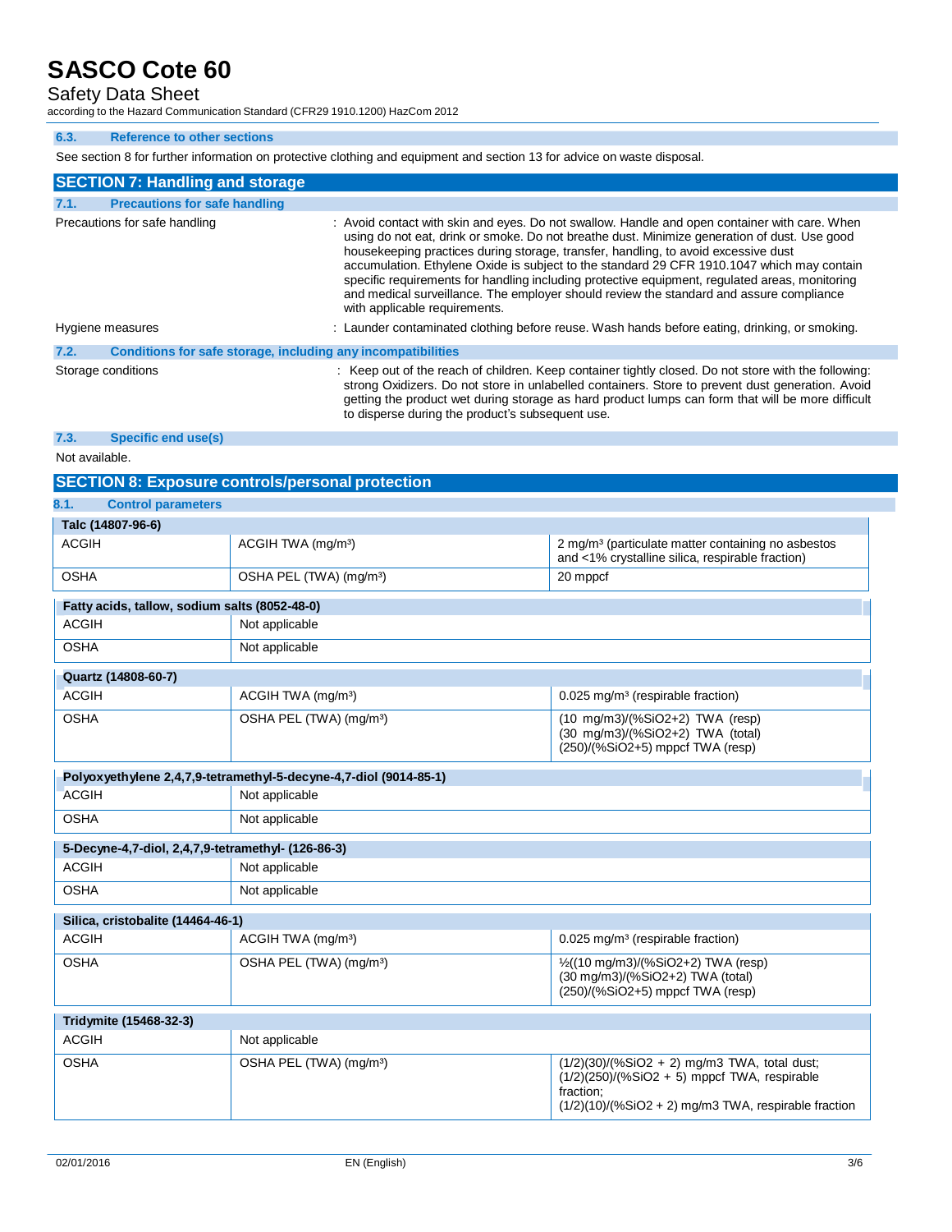### 6.3. Reference to other sections

See section 8 for further information on protective clothing and equipment and section 13 for advice on waste disposal.

## SECTION 7: Handling and storage

### 7.1. Precautions for safe handling

Precautions for safe handling : Avoid contact with skin and eyes. Do not swallow. Handle and open container with care. When using do not eat, drink or smoke. Do not breathe dust. Minimize generation of dust. Use good housekeeping practices during storage, transfer, handling, to avoid excessive dust accumulation. Ethylene Oxide is subject to the standard 29 CFR 1910.1047 which may contain specific requirements for handling including protective equipment, regulated areas, monitoring and medical surveillance. The employer should review the standard and assure compliance with applicable requirements.

Hygiene measures : Launder contaminated clothing before reuse. Wash hands before eating, drinking, or smoking.

### 7.2. Conditions for safe storage, including any incompatibilities

Storage conditions : Keep out of the reach of children. Keep container tightly closed. Do not store with the following: strong Oxidizers. Do not store in unlabelled containers. Store to prevent dust generation. Avoid getting the product wet during storage as hard product lumps can form that will be more difficult to disperse during the product's subsequent use.

### 7.3. Specific end use(s)

Not available.

## SECTION 8: Exposure controls/personal protection

### 8.1. Control parameters

| Talc (14807-96-6) | | |
|---|---|---|
| ACGIH | ACGIH TWA (mg/m³) | 2 mg/m³ (particulate matter containing no asbestos and <1% crystalline silica, respirable fraction) |
| OSHA | OSHA PEL (TWA) (mg/m³) | 20 mppcf |

| Fatty acids, tallow, sodium salts (8052-48-0) | |
|---|---|
| ACGIH | Not applicable |
| OSHA | Not applicable |

| Quartz (14808-60-7) | | |
|---|---|---|
| ACGIH | ACGIH TWA (mg/m³) | 0.025 mg/m³ (respirable fraction) |
| OSHA | OSHA PEL (TWA) (mg/m³) | (10 mg/m3)/(%SiO2+2) TWA (resp)<br>(30 mg/m3)/(%SiO2+2) TWA (total)<br>(250)/(%SiO2+5) mppcf TWA (resp) |

| Polyoxyethylene 2,4,7,9-tetramethyl-5-decyne-4,7-diol (9014-85-1) | |
|---|---|
| ACGIH | Not applicable |
| OSHA | Not applicable |

| 5-Decyne-4,7-diol, 2,4,7,9-tetramethyl- (126-86-3) | |
|---|---|
| ACGIH | Not applicable |
| OSHA | Not applicable |

| Silica, cristobalite (14464-46-1) | | |
|---|---|---|
| ACGIH | ACGIH TWA (mg/m³) | 0.025 mg/m³ (respirable fraction) |
| OSHA | OSHA PEL (TWA) (mg/m³) | ½((10 mg/m3)/(%SiO2+2) TWA (resp)<br>(30 mg/m3)/(%SiO2+2) TWA (total)<br>(250)/(%SiO2+5) mppcf TWA (resp) |

| Tridymite (15468-32-3) | | |
|---|---|---|
| ACGIH | Not applicable | |
| OSHA | OSHA PEL (TWA) (mg/m³) | (1/2)(30)/(%SiO2 + 2) mg/m3 TWA, total dust;<br>(1/2)(250)/(%SiO2 + 5) mppcf TWA, respirable fraction;<br>(1/2)(10)/(%SiO2 + 2) mg/m3 TWA, respirable fraction |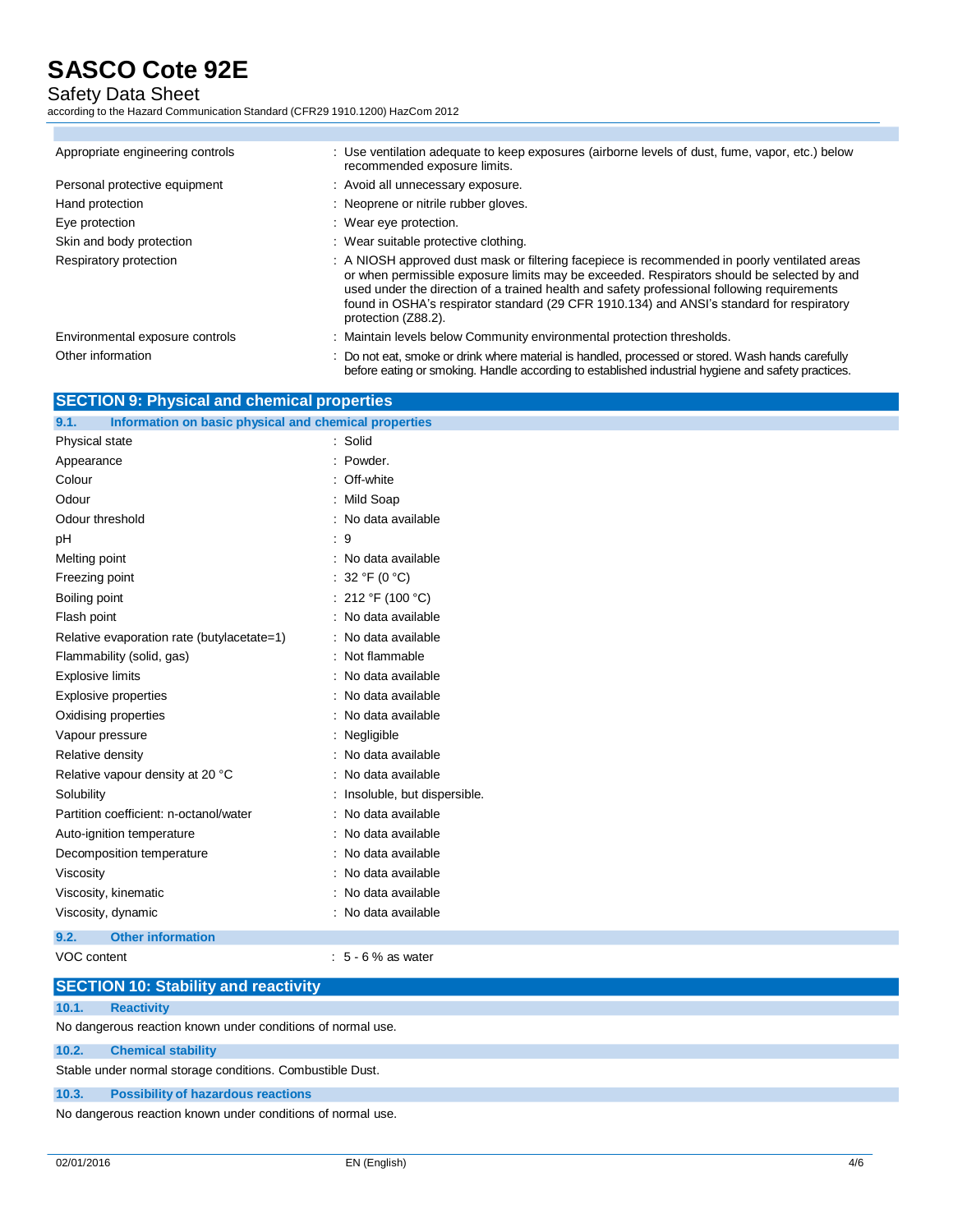| | |
|---|---|
| Appropriate engineering controls | : Use ventilation adequate to keep exposures (airborne levels of dust, fume, vapor, etc.) below recommended exposure limits. |
| Personal protective equipment | : Avoid all unnecessary exposure. |
| Hand protection | : Neoprene or nitrile rubber gloves. |
| Eye protection | : Wear eye protection. |
| Skin and body protection | : Wear suitable protective clothing. |
| Respiratory protection | : A NIOSH approved dust mask or filtering facepiece is recommended in poorly ventilated areas or when permissible exposure limits may be exceeded. Respirators should be selected by and used under the direction of a trained health and safety professional following requirements found in OSHA's respirator standard (29 CFR 1910.134) and ANSI's standard for respiratory protection (Z88.2). |
| Environmental exposure controls | : Maintain levels below Community environmental protection thresholds. |
| Other information | : Do not eat, smoke or drink where material is handled, processed or stored. Wash hands carefully before eating or smoking. Handle according to established industrial hygiene and safety practices. |

## SECTION 9: Physical and chemical properties

### 9.1. Information on basic physical and chemical properties

| | |
|---|---|
| Physical state | : Solid |
| Appearance | : Powder. |
| Colour | : Off-white |
| Odour | : Mild Soap |
| Odour threshold | : No data available |
| pH | : 9 |
| Melting point | : No data available |
| Freezing point | : 32 °F (0 °C) |
| Boiling point | : 212 °F (100 °C) |
| Flash point | : No data available |
| Relative evaporation rate (butylacetate=1) | : No data available |
| Flammability (solid, gas) | : Not flammable |
| Explosive limits | : No data available |
| Explosive properties | : No data available |
| Oxidising properties | : No data available |
| Vapour pressure | : Negligible |
| Relative density | : No data available |
| Relative vapour density at 20 °C | : No data available |
| Solubility | : Insoluble, but dispersible. |
| Partition coefficient: n-octanol/water | : No data available |
| Auto-ignition temperature | : No data available |
| Decomposition temperature | : No data available |
| Viscosity | : No data available |
| Viscosity, kinematic | : No data available |
| Viscosity, dynamic | : No data available |

### 9.2. Other information

| | |
|---|---|
| VOC content | : 5 - 6 % as water |

## SECTION 10: Stability and reactivity

### 10.1. Reactivity

No dangerous reaction known under conditions of normal use.

### 10.2. Chemical stability

Stable under normal storage conditions. Combustible Dust.

### 10.3. Possibility of hazardous reactions

No dangerous reaction known under conditions of normal use.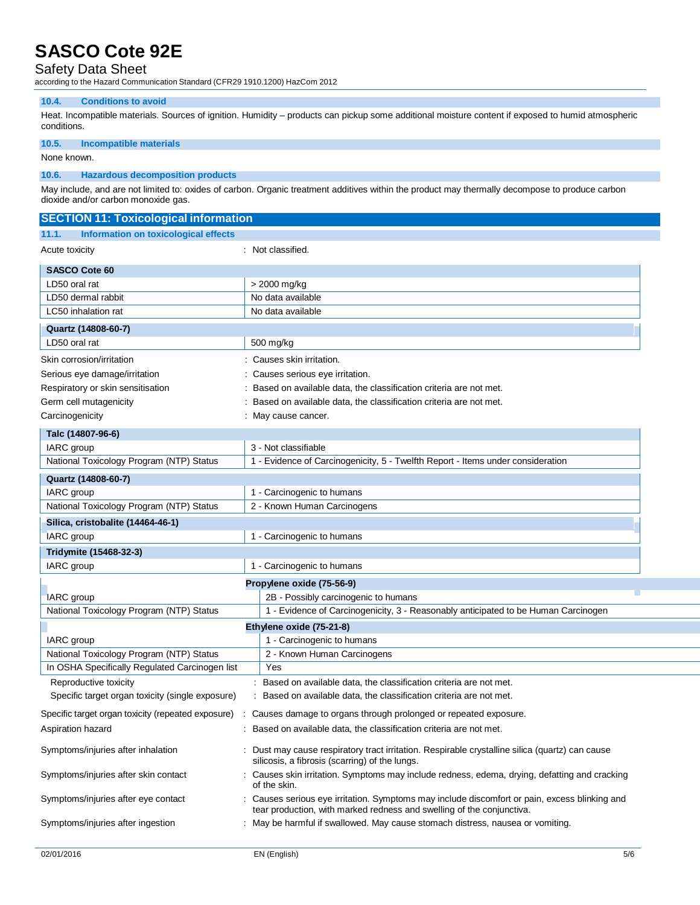### 10.4. Conditions to avoid

Heat. Incompatible materials. Sources of ignition. Humidity – products can pickup some additional moisture content if exposed to humid atmospheric conditions.

### 10.5. Incompatible materials

None known.

### 10.6. Hazardous decomposition products

May include, and are not limited to: oxides of carbon. Organic treatment additives within the product may thermally decompose to produce carbon dioxide and/or carbon monoxide gas.

## SECTION 11: Toxicological information

### 11.1. Information on toxicological effects

Acute toxicity : Not classified.

| SASCO Cote 60 | |
|---|---|
| LD50 oral rat | > 2000 mg/kg |
| LD50 dermal rabbit | No data available |
| LC50 inhalation rat | No data available |

| Quartz (14808-60-7) | |
|---|---|
| LD50 oral rat | 500 mg/kg |

Skin corrosion/irritation : Causes skin irritation.

Serious eye damage/irritation : Causes serious eye irritation.

Respiratory or skin sensitisation : Based on available data, the classification criteria are not met.

Germ cell mutagenicity : Based on available data, the classification criteria are not met.

Carcinogenicity : May cause cancer.

| Talc (14807-96-6) | |
|---|---|
| IARC group | 3 - Not classifiable |
| National Toxicology Program (NTP) Status | 1 - Evidence of Carcinogenicity, 5 - Twelfth Report - Items under consideration |

| Quartz (14808-60-7) | |
|---|---|
| IARC group | 1 - Carcinogenic to humans |
| National Toxicology Program (NTP) Status | 2 - Known Human Carcinogens |

| Silica, cristobalite (14464-46-1) | |
|---|---|
| IARC group | 1 - Carcinogenic to humans |

| Tridymite (15468-32-3) | |
|---|---|
| IARC group | 1 - Carcinogenic to humans |

| Propylene oxide (75-56-9) | |
|---|---|
| IARC group | 2B - Possibly carcinogenic to humans |
| National Toxicology Program (NTP) Status | 1 - Evidence of Carcinogenicity, 3 - Reasonably anticipated to be Human Carcinogen |

| Ethylene oxide (75-21-8) | |
|---|---|
| IARC group | 1 - Carcinogenic to humans |
| National Toxicology Program (NTP) Status | 2 - Known Human Carcinogens |
| In OSHA Specifically Regulated Carcinogen list | Yes |

Reproductive toxicity : Based on available data, the classification criteria are not met.

Specific target organ toxicity (single exposure) : Based on available data, the classification criteria are not met.

Specific target organ toxicity (repeated exposure) : Causes damage to organs through prolonged or repeated exposure.

Aspiration hazard : Based on available data, the classification criteria are not met.

Symptoms/injuries after inhalation : Dust may cause respiratory tract irritation. Respirable crystalline silica (quartz) can cause silicosis, a fibrosis (scarring) of the lungs.

Symptoms/injuries after skin contact : Causes skin irritation. Symptoms may include redness, edema, drying, defatting and cracking of the skin.

Symptoms/injuries after eye contact : Causes serious eye irritation. Symptoms may include discomfort or pain, excess blinking and tear production, with marked redness and swelling of the conjunctiva.

Symptoms/injuries after ingestion : May be harmful if swallowed. May cause stomach distress, nausea or vomiting.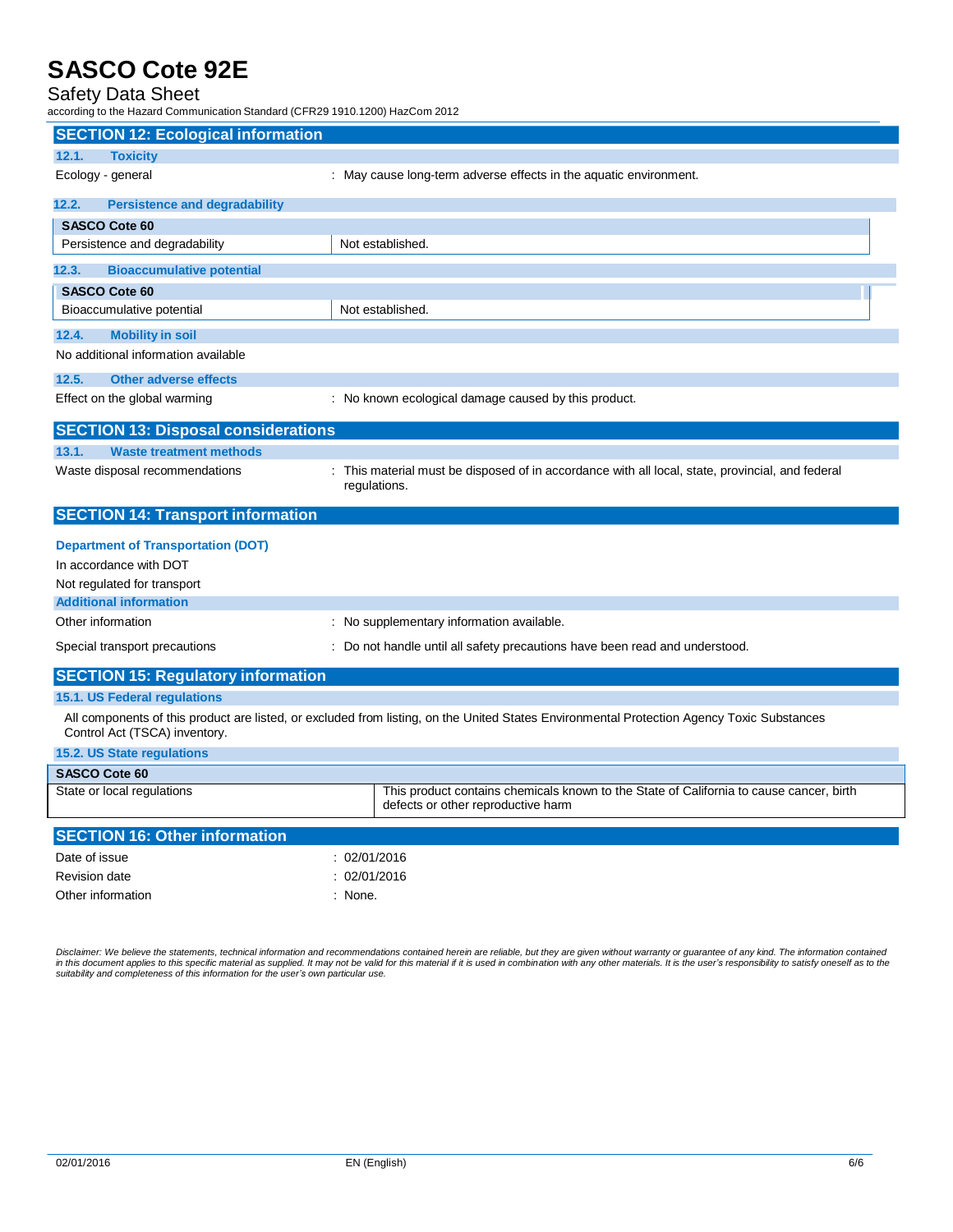## SECTION 12: Ecological information

### 12.1. Toxicity

Ecology - general : May cause long-term adverse effects in the aquatic environment.

### 12.2. Persistence and degradability

| SASCO Cote 60 | |
|---|---|
| Persistence and degradability | Not established. |

### 12.3. Bioaccumulative potential

| SASCO Cote 60 | |
|---|---|
| Bioaccumulative potential | Not established. |

### 12.4. Mobility in soil

No additional information available

### 12.5. Other adverse effects

Effect on the global warming : No known ecological damage caused by this product.

## SECTION 13: Disposal considerations

### 13.1. Waste treatment methods

Waste disposal recommendations : This material must be disposed of in accordance with all local, state, provincial, and federal regulations.

## SECTION 14: Transport information

**Department of Transportation (DOT)**

In accordance with DOT

Not regulated for transport

**Additional information**

Other information : No supplementary information available.

Special transport precautions : Do not handle until all safety precautions have been read and understood.

## SECTION 15: Regulatory information

### 15.1. US Federal regulations

All components of this product are listed, or excluded from listing, on the United States Environmental Protection Agency Toxic Substances Control Act (TSCA) inventory.

### 15.2. US State regulations

| SASCO Cote 60 | |
|---|---|
| State or local regulations | This product contains chemicals known to the State of California to cause cancer, birth defects or other reproductive harm |

## SECTION 16: Other information

Date of issue : 02/01/2016

Revision date : 02/01/2016

Other information : None.

*Disclaimer: We believe the statements, technical information and recommendations contained herein are reliable, but they are given without warranty or guarantee of any kind. The information contained in this document applies to this specific material as supplied. It may not be valid for this material if it is used in combination with any other materials. It is the user's responsibility to satisfy oneself as to the suitability and completeness of this information for the user's own particular use.*